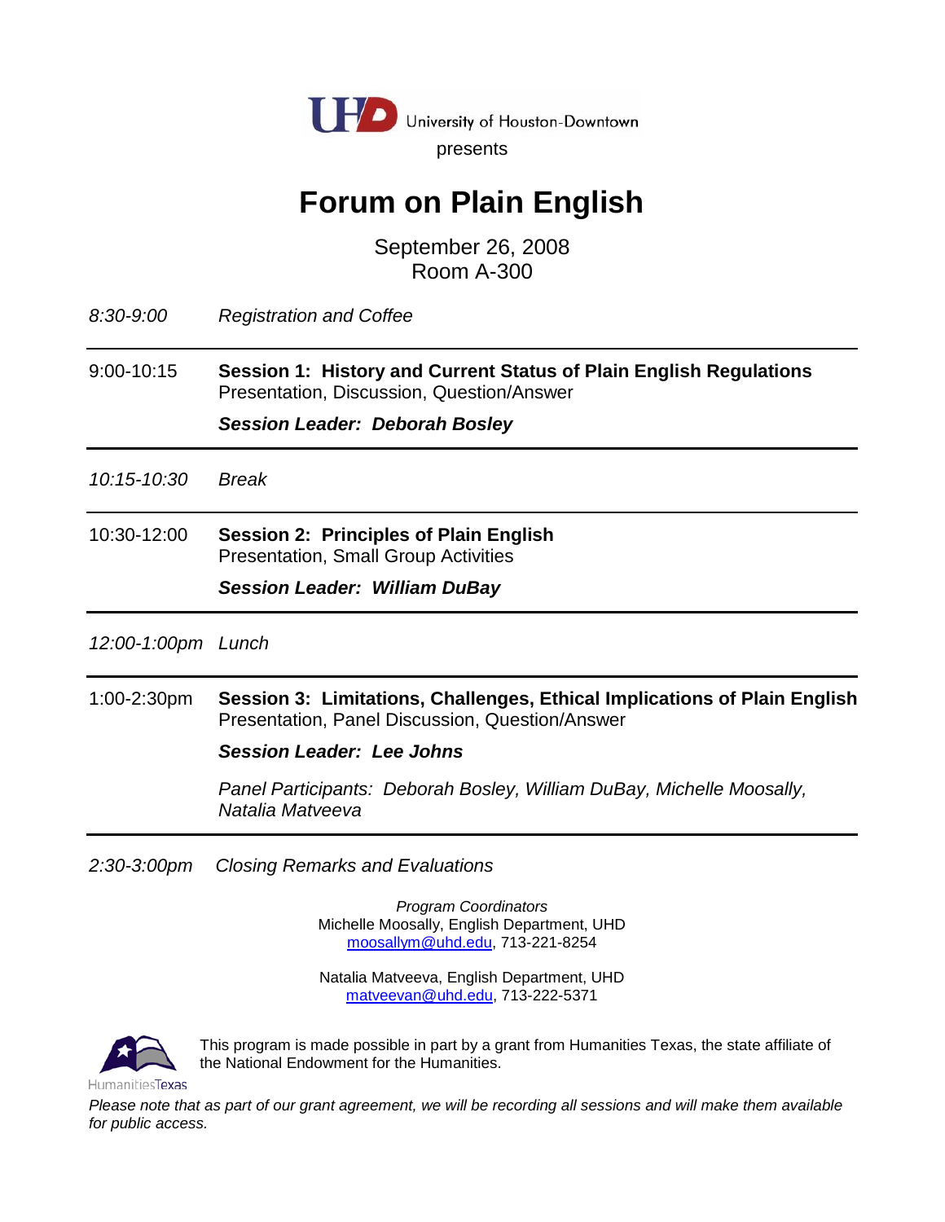University of Houston-Downtown

presents

# Forum on Plain English

September 26, 2008
Room A-300

*8:30-9:00* *Registration and Coffee*

---

9:00-10:15 **Session 1: History and Current Status of Plain English Regulations**
Presentation, Discussion, Question/Answer

***Session Leader: Deborah Bosley***

---

*10:15-10:30* *Break*

---

10:30-12:00 **Session 2: Principles of Plain English**
Presentation, Small Group Activities

***Session Leader: William DuBay***

---

*12:00-1:00pm* *Lunch*

---

1:00-2:30pm **Session 3: Limitations, Challenges, Ethical Implications of Plain English**
Presentation, Panel Discussion, Question/Answer

***Session Leader: Lee Johns***

*Panel Participants: Deborah Bosley, William DuBay, Michelle Moosally, Natalia Matveeva*

---

*2:30-3:00pm* *Closing Remarks and Evaluations*

*Program Coordinators*
Michelle Moosally, English Department, UHD
moosallym@uhd.edu, 713-221-8254

Natalia Matveeva, English Department, UHD
matveevan@uhd.edu, 713-222-5371

HumanitiesTexas

This program is made possible in part by a grant from Humanities Texas, the state affiliate of the National Endowment for the Humanities.

*Please note that as part of our grant agreement, we will be recording all sessions and will make them available for public access.*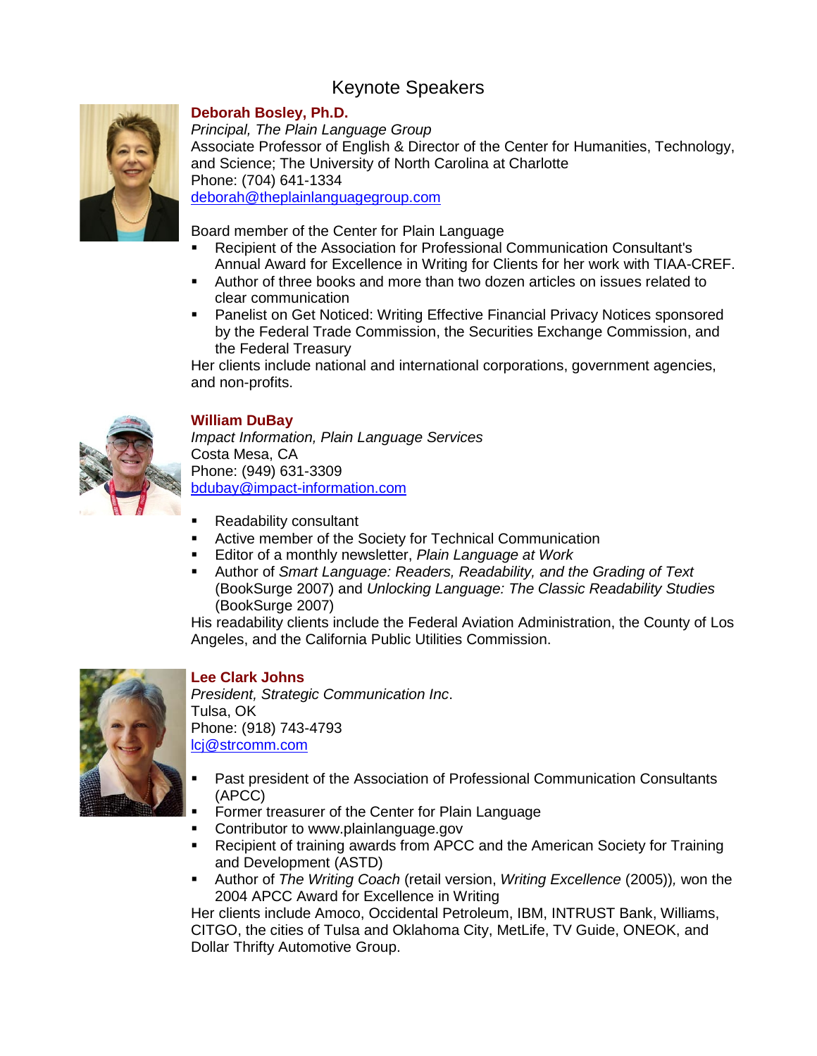# Keynote Speakers

### Deborah Bosley, Ph.D.

*Principal, The Plain Language Group*
Associate Professor of English & Director of the Center for Humanities, Technology, and Science; The University of North Carolina at Charlotte
Phone: (704) 641-1334
deborah@theplainlanguagegroup.com

Board member of the Center for Plain Language

- Recipient of the Association for Professional Communication Consultant's Annual Award for Excellence in Writing for Clients for her work with TIAA-CREF.
- Author of three books and more than two dozen articles on issues related to clear communication
- Panelist on Get Noticed: Writing Effective Financial Privacy Notices sponsored by the Federal Trade Commission, the Securities Exchange Commission, and the Federal Treasury

Her clients include national and international corporations, government agencies, and non-profits.

### William DuBay

*Impact Information, Plain Language Services*
Costa Mesa, CA
Phone: (949) 631-3309
bdubay@impact-information.com

- Readability consultant
- Active member of the Society for Technical Communication
- Editor of a monthly newsletter, *Plain Language at Work*
- Author of *Smart Language: Readers, Readability, and the Grading of Text* (BookSurge 2007) and *Unlocking Language: The Classic Readability Studies* (BookSurge 2007)

His readability clients include the Federal Aviation Administration, the County of Los Angeles, and the California Public Utilities Commission.

### Lee Clark Johns

*President, Strategic Communication Inc*.
Tulsa, OK
Phone: (918) 743-4793
lcj@strcomm.com

- Past president of the Association of Professional Communication Consultants (APCC)
- Former treasurer of the Center for Plain Language
- Contributor to www.plainlanguage.gov
- Recipient of training awards from APCC and the American Society for Training and Development (ASTD)
- Author of *The Writing Coach* (retail version, *Writing Excellence* (2005))*,* won the 2004 APCC Award for Excellence in Writing

Her clients include Amoco, Occidental Petroleum, IBM, INTRUST Bank, Williams, CITGO, the cities of Tulsa and Oklahoma City, MetLife, TV Guide, ONEOK, and Dollar Thrifty Automotive Group.